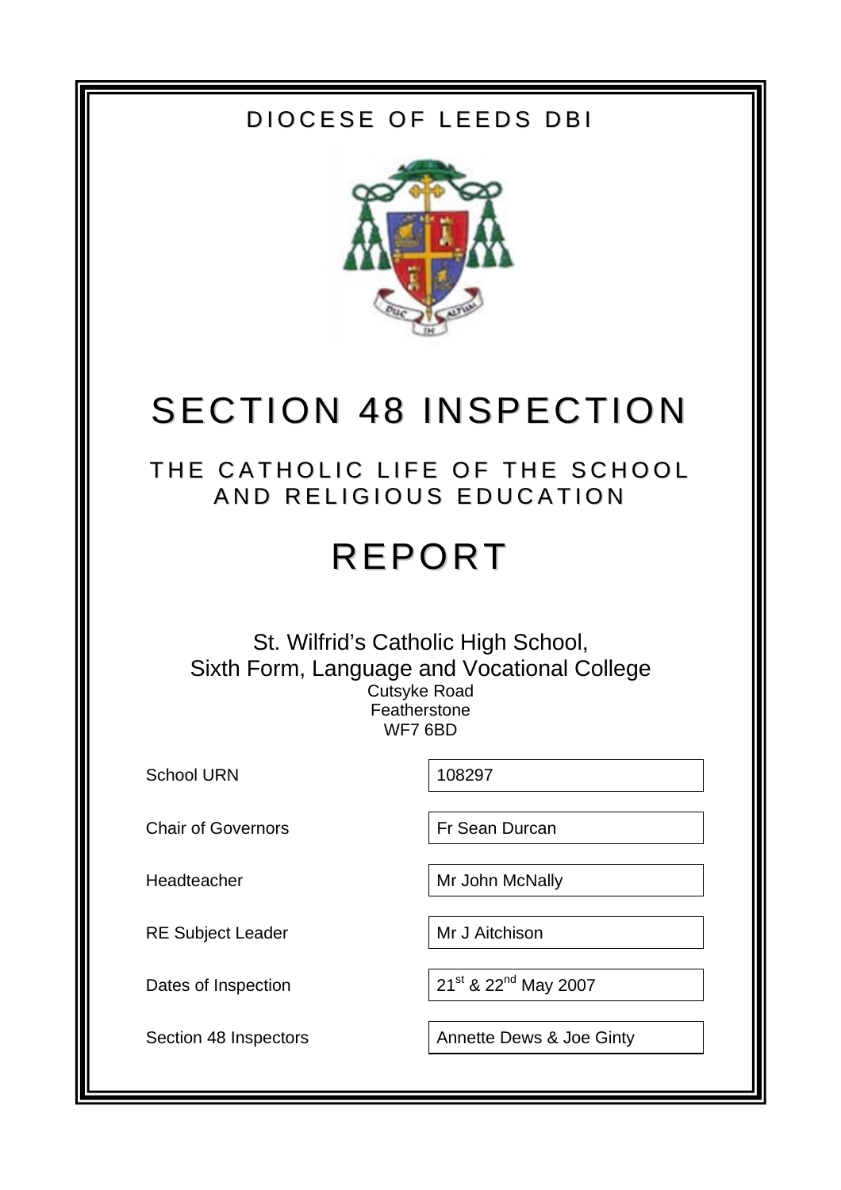DIOCESE OF LEEDS DBI

# SECTION 48 INSPECTION

## THE CATHOLIC LIFE OF THE SCHOOL AND RELIGIOUS EDUCATION

# REPORT

St. Wilfrid's Catholic High School,
Sixth Form, Language and Vocational College
Cutsyke Road
Featherstone
WF7 6BD

| | |
|---|---|
| School URN | 108297 |
| Chair of Governors | Fr Sean Durcan |
| Headteacher | Mr John McNally |
| RE Subject Leader | Mr J Aitchison |
| Dates of Inspection | 21st & 22nd May 2007 |
| Section 48 Inspectors | Annette Dews & Joe Ginty |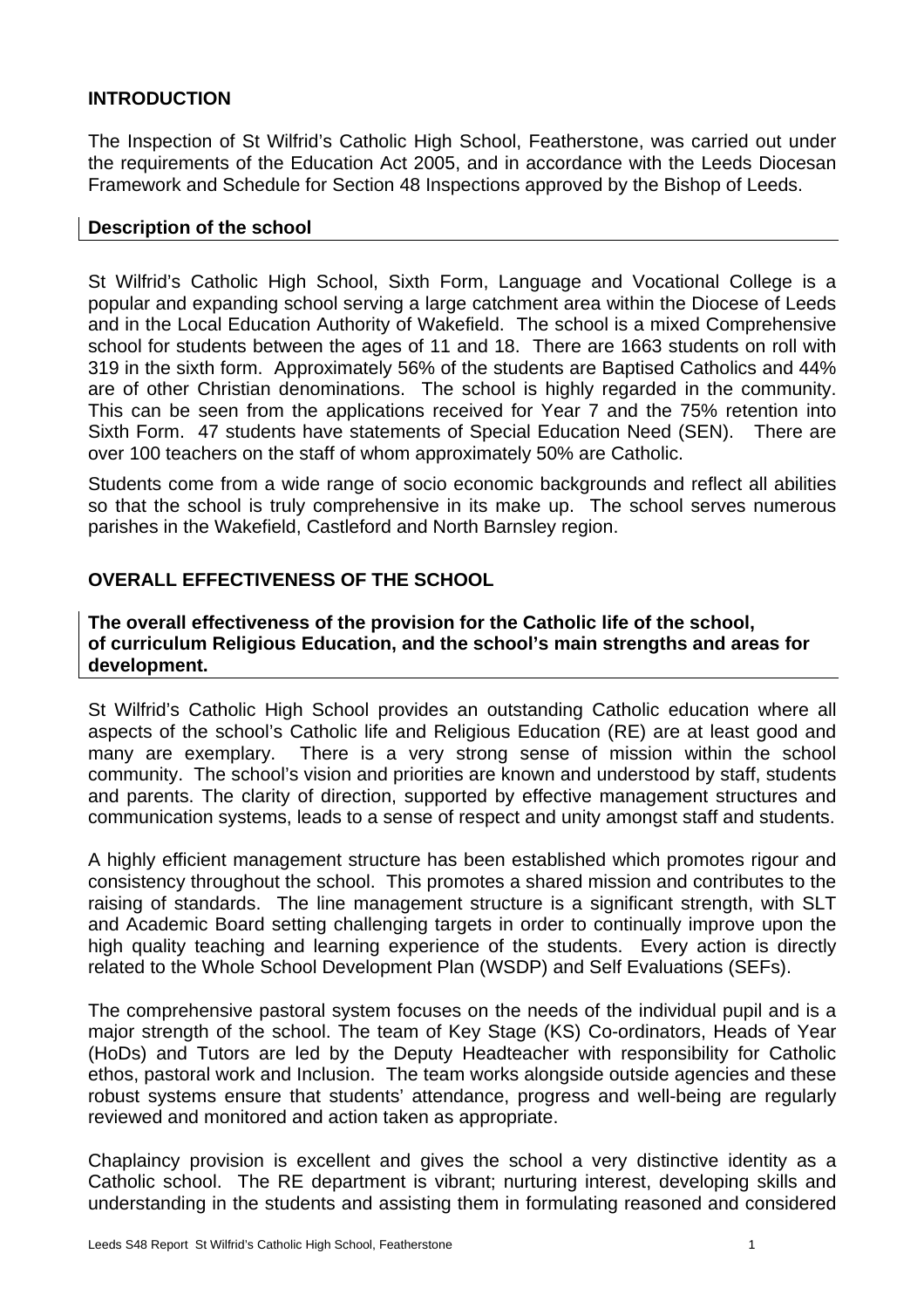## INTRODUCTION

The Inspection of St Wilfrid's Catholic High School, Featherstone, was carried out under the requirements of the Education Act 2005, and in accordance with the Leeds Diocesan Framework and Schedule for Section 48 Inspections approved by the Bishop of Leeds.

### Description of the school

St Wilfrid's Catholic High School, Sixth Form, Language and Vocational College is a popular and expanding school serving a large catchment area within the Diocese of Leeds and in the Local Education Authority of Wakefield. The school is a mixed Comprehensive school for students between the ages of 11 and 18. There are 1663 students on roll with 319 in the sixth form. Approximately 56% of the students are Baptised Catholics and 44% are of other Christian denominations. The school is highly regarded in the community. This can be seen from the applications received for Year 7 and the 75% retention into Sixth Form. 47 students have statements of Special Education Need (SEN). There are over 100 teachers on the staff of whom approximately 50% are Catholic.

Students come from a wide range of socio economic backgrounds and reflect all abilities so that the school is truly comprehensive in its make up. The school serves numerous parishes in the Wakefield, Castleford and North Barnsley region.

## OVERALL EFFECTIVENESS OF THE SCHOOL

### The overall effectiveness of the provision for the Catholic life of the school, of curriculum Religious Education, and the school's main strengths and areas for development.

St Wilfrid's Catholic High School provides an outstanding Catholic education where all aspects of the school's Catholic life and Religious Education (RE) are at least good and many are exemplary. There is a very strong sense of mission within the school community. The school's vision and priorities are known and understood by staff, students and parents. The clarity of direction, supported by effective management structures and communication systems, leads to a sense of respect and unity amongst staff and students.

A highly efficient management structure has been established which promotes rigour and consistency throughout the school. This promotes a shared mission and contributes to the raising of standards. The line management structure is a significant strength, with SLT and Academic Board setting challenging targets in order to continually improve upon the high quality teaching and learning experience of the students. Every action is directly related to the Whole School Development Plan (WSDP) and Self Evaluations (SEFs).

The comprehensive pastoral system focuses on the needs of the individual pupil and is a major strength of the school. The team of Key Stage (KS) Co-ordinators, Heads of Year (HoDs) and Tutors are led by the Deputy Headteacher with responsibility for Catholic ethos, pastoral work and Inclusion. The team works alongside outside agencies and these robust systems ensure that students' attendance, progress and well-being are regularly reviewed and monitored and action taken as appropriate.

Chaplaincy provision is excellent and gives the school a very distinctive identity as a Catholic school. The RE department is vibrant; nurturing interest, developing skills and understanding in the students and assisting them in formulating reasoned and considered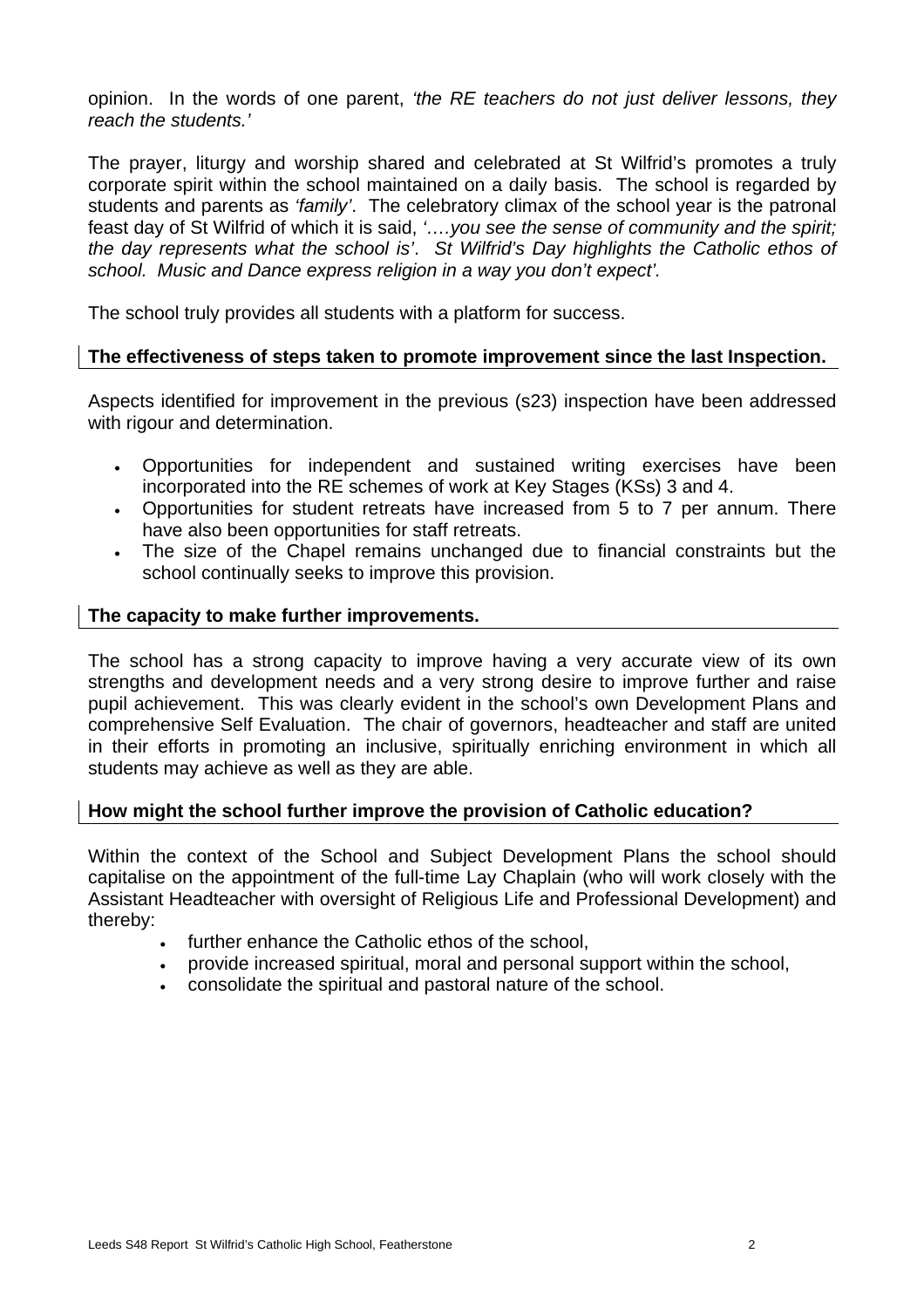opinion. In the words of one parent, *'the RE teachers do not just deliver lessons, they reach the students.'*

The prayer, liturgy and worship shared and celebrated at St Wilfrid's promotes a truly corporate spirit within the school maintained on a daily basis. The school is regarded by students and parents as *'family'*. The celebratory climax of the school year is the patronal feast day of St Wilfrid of which it is said, *'….you see the sense of community and the spirit; the day represents what the school is'. St Wilfrid's Day highlights the Catholic ethos of school. Music and Dance express religion in a way you don't expect'.*

The school truly provides all students with a platform for success.

**The effectiveness of steps taken to promote improvement since the last Inspection.**

Aspects identified for improvement in the previous (s23) inspection have been addressed with rigour and determination.

- Opportunities for independent and sustained writing exercises have been incorporated into the RE schemes of work at Key Stages (KSs) 3 and 4.
- Opportunities for student retreats have increased from 5 to 7 per annum. There have also been opportunities for staff retreats.
- The size of the Chapel remains unchanged due to financial constraints but the school continually seeks to improve this provision.

**The capacity to make further improvements.**

The school has a strong capacity to improve having a very accurate view of its own strengths and development needs and a very strong desire to improve further and raise pupil achievement. This was clearly evident in the school's own Development Plans and comprehensive Self Evaluation. The chair of governors, headteacher and staff are united in their efforts in promoting an inclusive, spiritually enriching environment in which all students may achieve as well as they are able.

**How might the school further improve the provision of Catholic education?**

Within the context of the School and Subject Development Plans the school should capitalise on the appointment of the full-time Lay Chaplain (who will work closely with the Assistant Headteacher with oversight of Religious Life and Professional Development) and thereby:

- further enhance the Catholic ethos of the school,
- provide increased spiritual, moral and personal support within the school,
- consolidate the spiritual and pastoral nature of the school.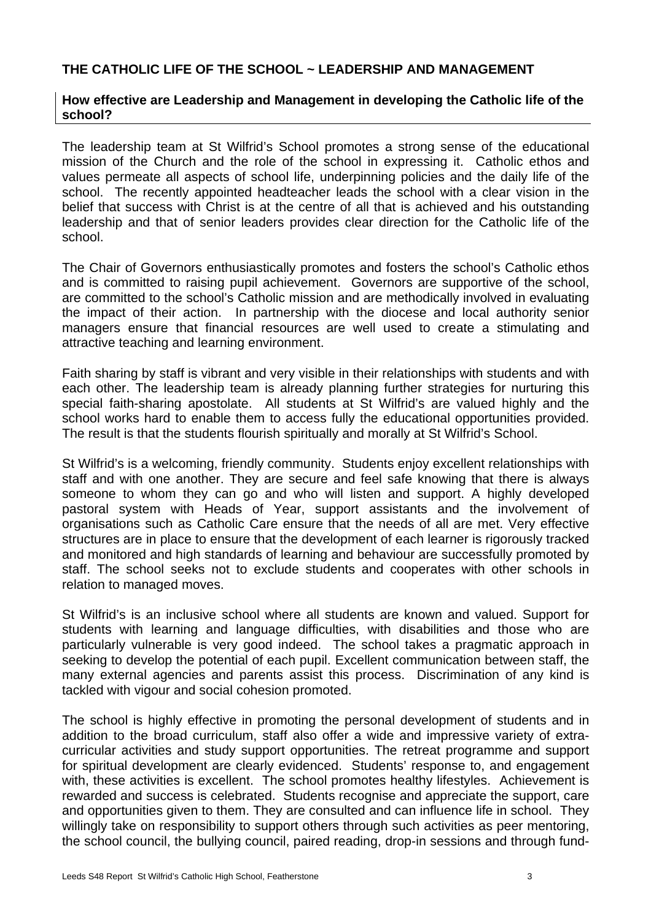## THE CATHOLIC LIFE OF THE SCHOOL ~ LEADERSHIP AND MANAGEMENT

### How effective are Leadership and Management in developing the Catholic life of the school?

The leadership team at St Wilfrid's School promotes a strong sense of the educational mission of the Church and the role of the school in expressing it. Catholic ethos and values permeate all aspects of school life, underpinning policies and the daily life of the school. The recently appointed headteacher leads the school with a clear vision in the belief that success with Christ is at the centre of all that is achieved and his outstanding leadership and that of senior leaders provides clear direction for the Catholic life of the school.

The Chair of Governors enthusiastically promotes and fosters the school's Catholic ethos and is committed to raising pupil achievement. Governors are supportive of the school, are committed to the school's Catholic mission and are methodically involved in evaluating the impact of their action. In partnership with the diocese and local authority senior managers ensure that financial resources are well used to create a stimulating and attractive teaching and learning environment.

Faith sharing by staff is vibrant and very visible in their relationships with students and with each other. The leadership team is already planning further strategies for nurturing this special faith-sharing apostolate. All students at St Wilfrid's are valued highly and the school works hard to enable them to access fully the educational opportunities provided. The result is that the students flourish spiritually and morally at St Wilfrid's School.

St Wilfrid's is a welcoming, friendly community. Students enjoy excellent relationships with staff and with one another. They are secure and feel safe knowing that there is always someone to whom they can go and who will listen and support. A highly developed pastoral system with Heads of Year, support assistants and the involvement of organisations such as Catholic Care ensure that the needs of all are met. Very effective structures are in place to ensure that the development of each learner is rigorously tracked and monitored and high standards of learning and behaviour are successfully promoted by staff. The school seeks not to exclude students and cooperates with other schools in relation to managed moves.

St Wilfrid's is an inclusive school where all students are known and valued. Support for students with learning and language difficulties, with disabilities and those who are particularly vulnerable is very good indeed. The school takes a pragmatic approach in seeking to develop the potential of each pupil. Excellent communication between staff, the many external agencies and parents assist this process. Discrimination of any kind is tackled with vigour and social cohesion promoted.

The school is highly effective in promoting the personal development of students and in addition to the broad curriculum, staff also offer a wide and impressive variety of extra-curricular activities and study support opportunities. The retreat programme and support for spiritual development are clearly evidenced. Students' response to, and engagement with, these activities is excellent. The school promotes healthy lifestyles. Achievement is rewarded and success is celebrated. Students recognise and appreciate the support, care and opportunities given to them. They are consulted and can influence life in school. They willingly take on responsibility to support others through such activities as peer mentoring, the school council, the bullying council, paired reading, drop-in sessions and through fund-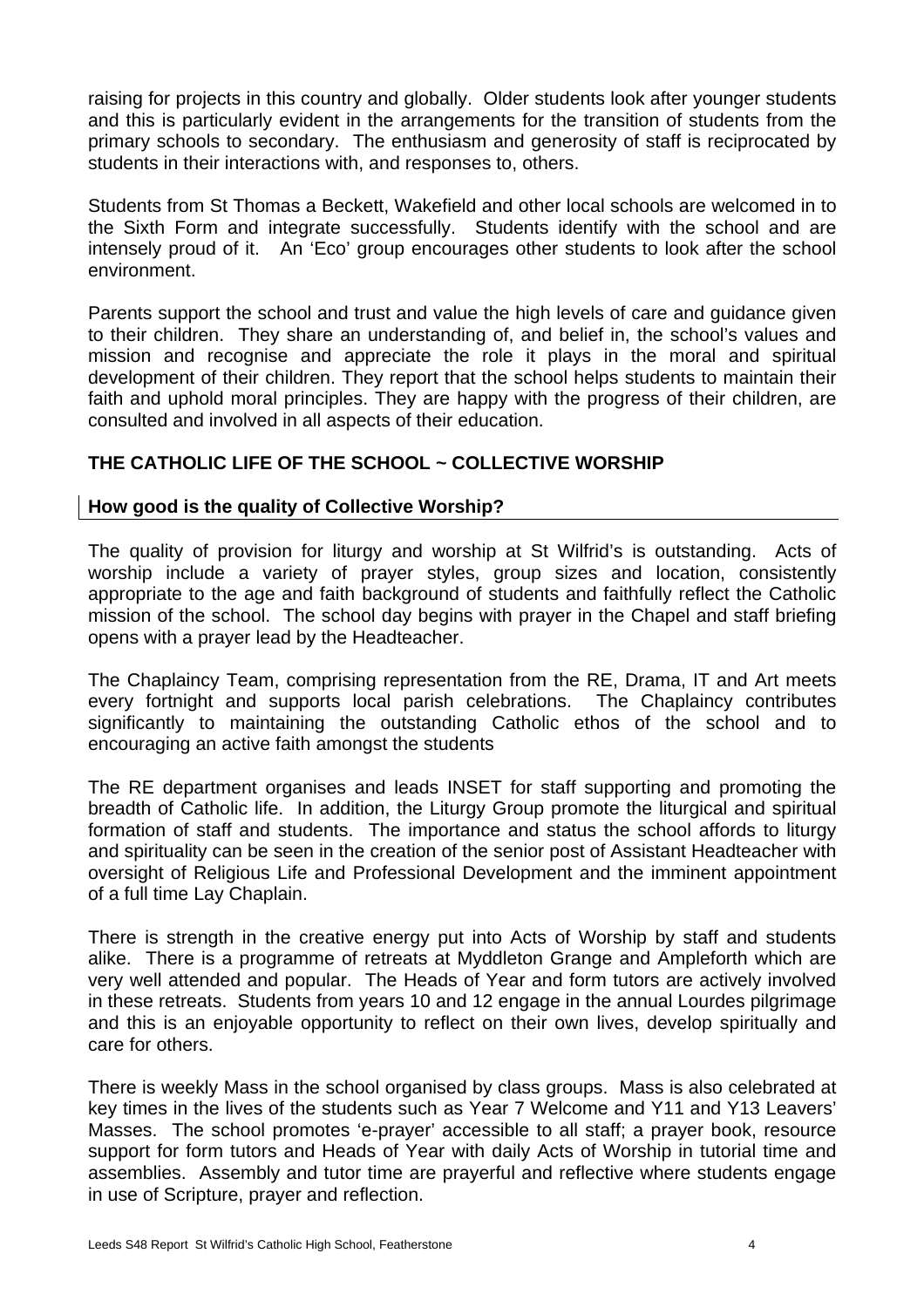raising for projects in this country and globally. Older students look after younger students and this is particularly evident in the arrangements for the transition of students from the primary schools to secondary. The enthusiasm and generosity of staff is reciprocated by students in their interactions with, and responses to, others.

Students from St Thomas a Beckett, Wakefield and other local schools are welcomed in to the Sixth Form and integrate successfully. Students identify with the school and are intensely proud of it. An 'Eco' group encourages other students to look after the school environment.

Parents support the school and trust and value the high levels of care and guidance given to their children. They share an understanding of, and belief in, the school's values and mission and recognise and appreciate the role it plays in the moral and spiritual development of their children. They report that the school helps students to maintain their faith and uphold moral principles. They are happy with the progress of their children, are consulted and involved in all aspects of their education.

## THE CATHOLIC LIFE OF THE SCHOOL ~ COLLECTIVE WORSHIP

### How good is the quality of Collective Worship?

The quality of provision for liturgy and worship at St Wilfrid's is outstanding. Acts of worship include a variety of prayer styles, group sizes and location, consistently appropriate to the age and faith background of students and faithfully reflect the Catholic mission of the school. The school day begins with prayer in the Chapel and staff briefing opens with a prayer lead by the Headteacher.

The Chaplaincy Team, comprising representation from the RE, Drama, IT and Art meets every fortnight and supports local parish celebrations. The Chaplaincy contributes significantly to maintaining the outstanding Catholic ethos of the school and to encouraging an active faith amongst the students

The RE department organises and leads INSET for staff supporting and promoting the breadth of Catholic life. In addition, the Liturgy Group promote the liturgical and spiritual formation of staff and students. The importance and status the school affords to liturgy and spirituality can be seen in the creation of the senior post of Assistant Headteacher with oversight of Religious Life and Professional Development and the imminent appointment of a full time Lay Chaplain.

There is strength in the creative energy put into Acts of Worship by staff and students alike. There is a programme of retreats at Myddleton Grange and Ampleforth which are very well attended and popular. The Heads of Year and form tutors are actively involved in these retreats. Students from years 10 and 12 engage in the annual Lourdes pilgrimage and this is an enjoyable opportunity to reflect on their own lives, develop spiritually and care for others.

There is weekly Mass in the school organised by class groups. Mass is also celebrated at key times in the lives of the students such as Year 7 Welcome and Y11 and Y13 Leavers' Masses. The school promotes 'e-prayer' accessible to all staff; a prayer book, resource support for form tutors and Heads of Year with daily Acts of Worship in tutorial time and assemblies. Assembly and tutor time are prayerful and reflective where students engage in use of Scripture, prayer and reflection.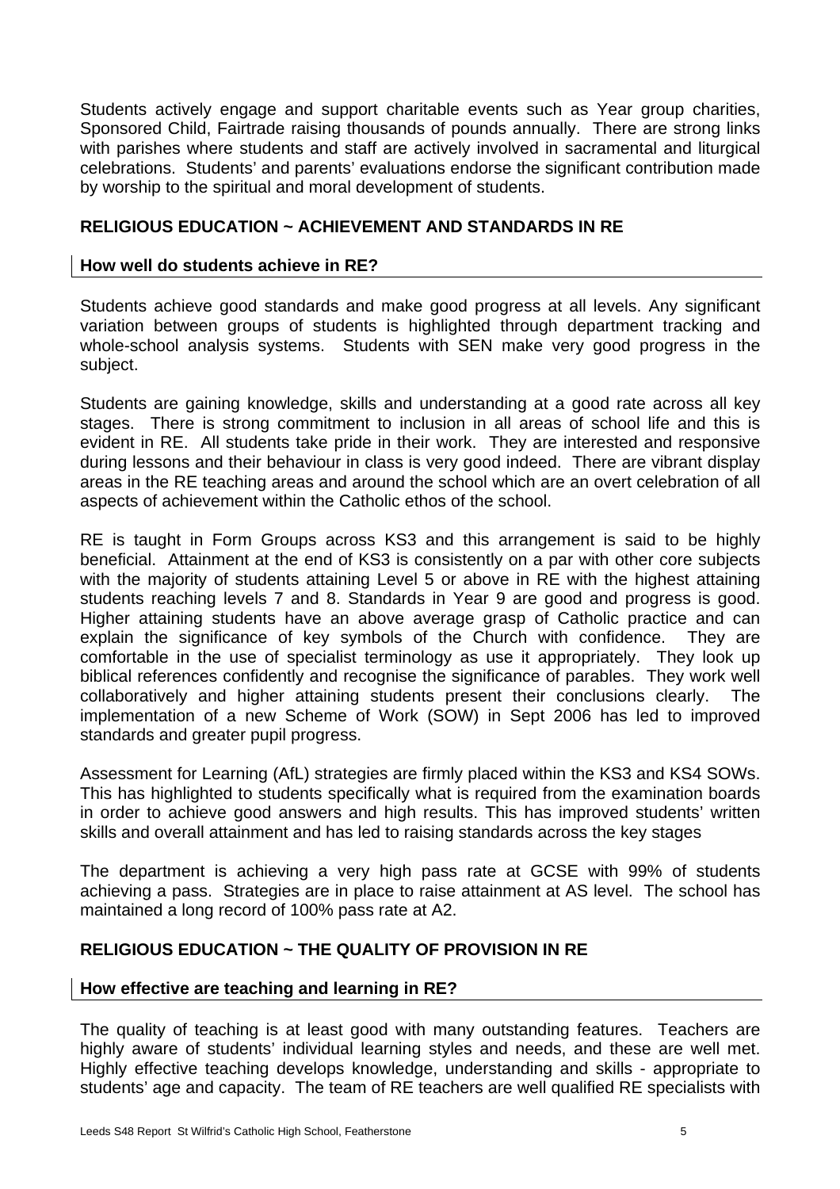Students actively engage and support charitable events such as Year group charities, Sponsored Child, Fairtrade raising thousands of pounds annually. There are strong links with parishes where students and staff are actively involved in sacramental and liturgical celebrations. Students' and parents' evaluations endorse the significant contribution made by worship to the spiritual and moral development of students.

## RELIGIOUS EDUCATION ~ ACHIEVEMENT AND STANDARDS IN RE

### How well do students achieve in RE?

Students achieve good standards and make good progress at all levels. Any significant variation between groups of students is highlighted through department tracking and whole-school analysis systems. Students with SEN make very good progress in the subject.

Students are gaining knowledge, skills and understanding at a good rate across all key stages. There is strong commitment to inclusion in all areas of school life and this is evident in RE. All students take pride in their work. They are interested and responsive during lessons and their behaviour in class is very good indeed. There are vibrant display areas in the RE teaching areas and around the school which are an overt celebration of all aspects of achievement within the Catholic ethos of the school.

RE is taught in Form Groups across KS3 and this arrangement is said to be highly beneficial. Attainment at the end of KS3 is consistently on a par with other core subjects with the majority of students attaining Level 5 or above in RE with the highest attaining students reaching levels 7 and 8. Standards in Year 9 are good and progress is good. Higher attaining students have an above average grasp of Catholic practice and can explain the significance of key symbols of the Church with confidence. They are comfortable in the use of specialist terminology as use it appropriately. They look up biblical references confidently and recognise the significance of parables. They work well collaboratively and higher attaining students present their conclusions clearly. The implementation of a new Scheme of Work (SOW) in Sept 2006 has led to improved standards and greater pupil progress.

Assessment for Learning (AfL) strategies are firmly placed within the KS3 and KS4 SOWs. This has highlighted to students specifically what is required from the examination boards in order to achieve good answers and high results. This has improved students' written skills and overall attainment and has led to raising standards across the key stages

The department is achieving a very high pass rate at GCSE with 99% of students achieving a pass. Strategies are in place to raise attainment at AS level. The school has maintained a long record of 100% pass rate at A2.

## RELIGIOUS EDUCATION ~ THE QUALITY OF PROVISION IN RE

### How effective are teaching and learning in RE?

The quality of teaching is at least good with many outstanding features. Teachers are highly aware of students' individual learning styles and needs, and these are well met. Highly effective teaching develops knowledge, understanding and skills - appropriate to students' age and capacity. The team of RE teachers are well qualified RE specialists with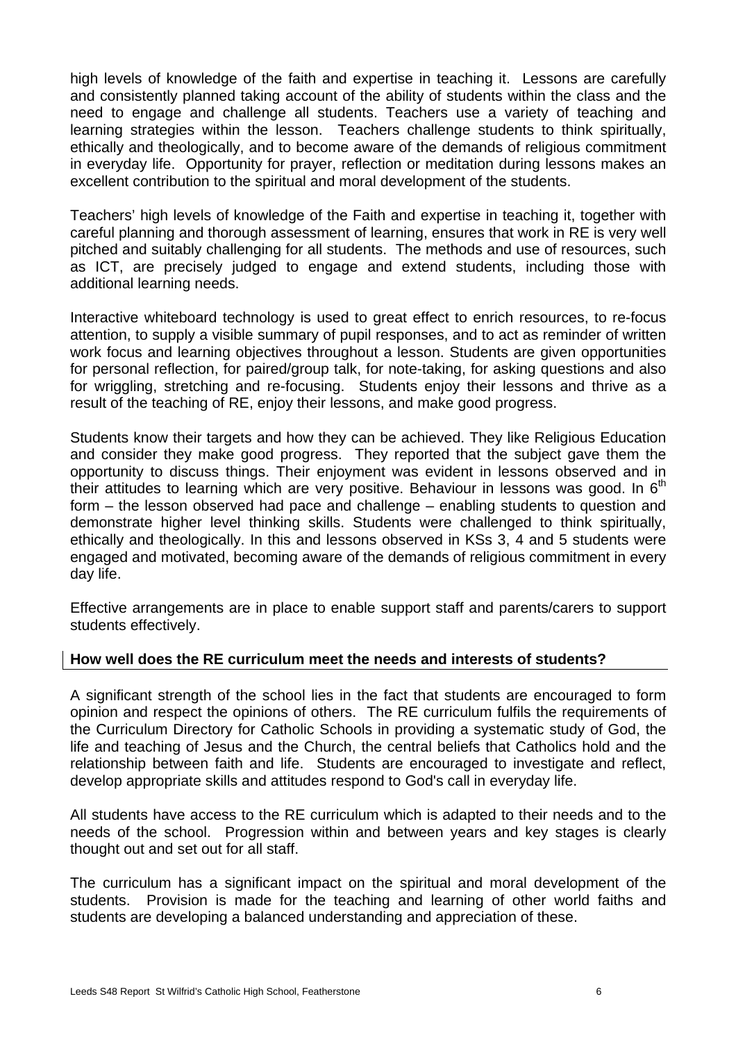high levels of knowledge of the faith and expertise in teaching it. Lessons are carefully and consistently planned taking account of the ability of students within the class and the need to engage and challenge all students. Teachers use a variety of teaching and learning strategies within the lesson. Teachers challenge students to think spiritually, ethically and theologically, and to become aware of the demands of religious commitment in everyday life. Opportunity for prayer, reflection or meditation during lessons makes an excellent contribution to the spiritual and moral development of the students.

Teachers' high levels of knowledge of the Faith and expertise in teaching it, together with careful planning and thorough assessment of learning, ensures that work in RE is very well pitched and suitably challenging for all students. The methods and use of resources, such as ICT, are precisely judged to engage and extend students, including those with additional learning needs.

Interactive whiteboard technology is used to great effect to enrich resources, to re-focus attention, to supply a visible summary of pupil responses, and to act as reminder of written work focus and learning objectives throughout a lesson. Students are given opportunities for personal reflection, for paired/group talk, for note-taking, for asking questions and also for wriggling, stretching and re-focusing. Students enjoy their lessons and thrive as a result of the teaching of RE, enjoy their lessons, and make good progress.

Students know their targets and how they can be achieved. They like Religious Education and consider they make good progress. They reported that the subject gave them the opportunity to discuss things. Their enjoyment was evident in lessons observed and in their attitudes to learning which are very positive. Behaviour in lessons was good. In 6th form – the lesson observed had pace and challenge – enabling students to question and demonstrate higher level thinking skills. Students were challenged to think spiritually, ethically and theologically. In this and lessons observed in KSs 3, 4 and 5 students were engaged and motivated, becoming aware of the demands of religious commitment in every day life.

Effective arrangements are in place to enable support staff and parents/carers to support students effectively.

## How well does the RE curriculum meet the needs and interests of students?

A significant strength of the school lies in the fact that students are encouraged to form opinion and respect the opinions of others. The RE curriculum fulfils the requirements of the Curriculum Directory for Catholic Schools in providing a systematic study of God, the life and teaching of Jesus and the Church, the central beliefs that Catholics hold and the relationship between faith and life. Students are encouraged to investigate and reflect, develop appropriate skills and attitudes respond to God's call in everyday life.

All students have access to the RE curriculum which is adapted to their needs and to the needs of the school. Progression within and between years and key stages is clearly thought out and set out for all staff.

The curriculum has a significant impact on the spiritual and moral development of the students. Provision is made for the teaching and learning of other world faiths and students are developing a balanced understanding and appreciation of these.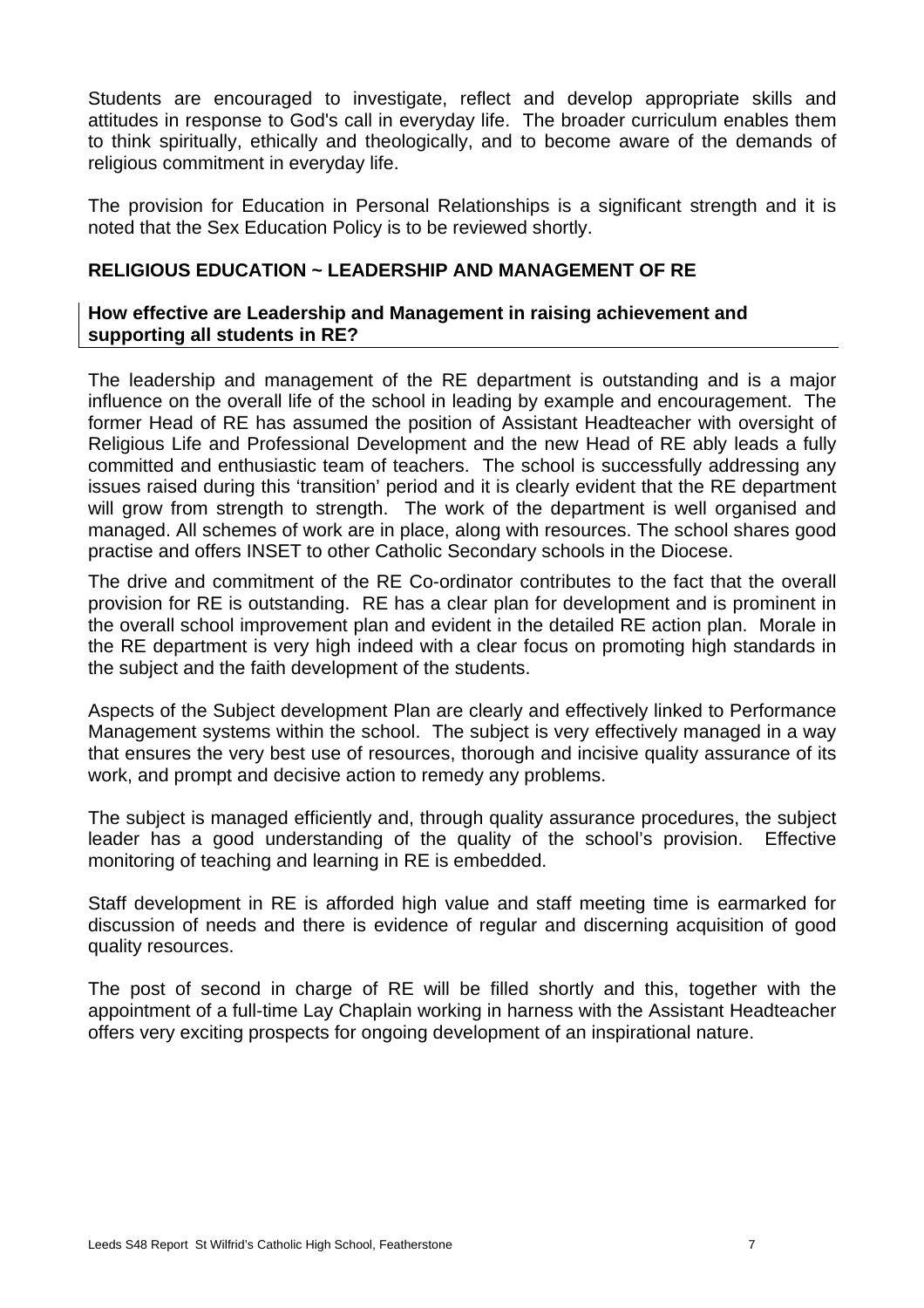Students are encouraged to investigate, reflect and develop appropriate skills and attitudes in response to God's call in everyday life. The broader curriculum enables them to think spiritually, ethically and theologically, and to become aware of the demands of religious commitment in everyday life.

The provision for Education in Personal Relationships is a significant strength and it is noted that the Sex Education Policy is to be reviewed shortly.

## RELIGIOUS EDUCATION ~ LEADERSHIP AND MANAGEMENT OF RE

### How effective are Leadership and Management in raising achievement and supporting all students in RE?

The leadership and management of the RE department is outstanding and is a major influence on the overall life of the school in leading by example and encouragement. The former Head of RE has assumed the position of Assistant Headteacher with oversight of Religious Life and Professional Development and the new Head of RE ably leads a fully committed and enthusiastic team of teachers. The school is successfully addressing any issues raised during this 'transition' period and it is clearly evident that the RE department will grow from strength to strength. The work of the department is well organised and managed. All schemes of work are in place, along with resources. The school shares good practise and offers INSET to other Catholic Secondary schools in the Diocese.

The drive and commitment of the RE Co-ordinator contributes to the fact that the overall provision for RE is outstanding. RE has a clear plan for development and is prominent in the overall school improvement plan and evident in the detailed RE action plan. Morale in the RE department is very high indeed with a clear focus on promoting high standards in the subject and the faith development of the students.

Aspects of the Subject development Plan are clearly and effectively linked to Performance Management systems within the school. The subject is very effectively managed in a way that ensures the very best use of resources, thorough and incisive quality assurance of its work, and prompt and decisive action to remedy any problems.

The subject is managed efficiently and, through quality assurance procedures, the subject leader has a good understanding of the quality of the school's provision. Effective monitoring of teaching and learning in RE is embedded.

Staff development in RE is afforded high value and staff meeting time is earmarked for discussion of needs and there is evidence of regular and discerning acquisition of good quality resources.

The post of second in charge of RE will be filled shortly and this, together with the appointment of a full-time Lay Chaplain working in harness with the Assistant Headteacher offers very exciting prospects for ongoing development of an inspirational nature.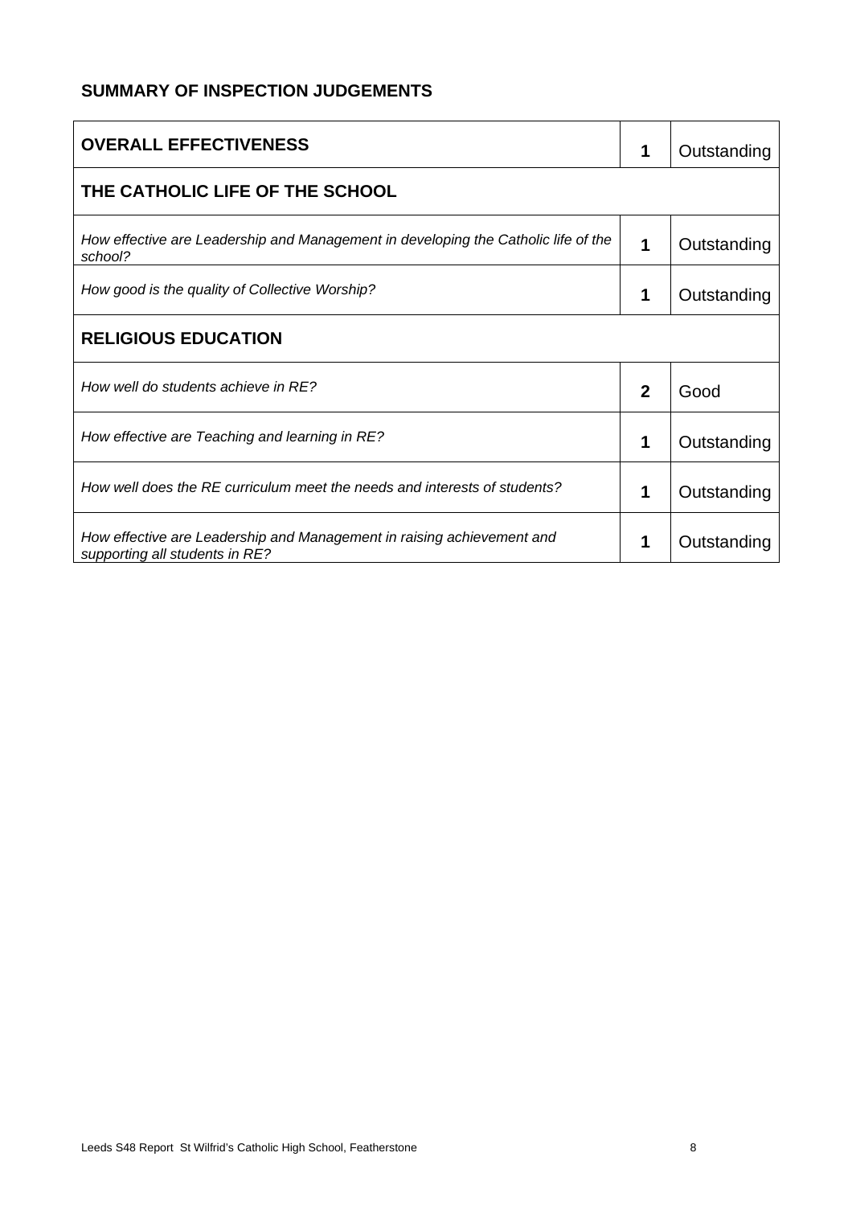## SUMMARY OF INSPECTION JUDGEMENTS

| **OVERALL EFFECTIVENESS** | **1** | Outstanding |
|---|---|---|
| **THE CATHOLIC LIFE OF THE SCHOOL** | | |
| *How effective are Leadership and Management in developing the Catholic life of the school?* | **1** | Outstanding |
| *How good is the quality of Collective Worship?* | **1** | Outstanding |
| **RELIGIOUS EDUCATION** | | |
| *How well do students achieve in RE?* | **2** | Good |
| *How effective are Teaching and learning in RE?* | **1** | Outstanding |
| *How well does the RE curriculum meet the needs and interests of students?* | **1** | Outstanding |
| *How effective are Leadership and Management in raising achievement and supporting all students in RE?* | **1** | Outstanding |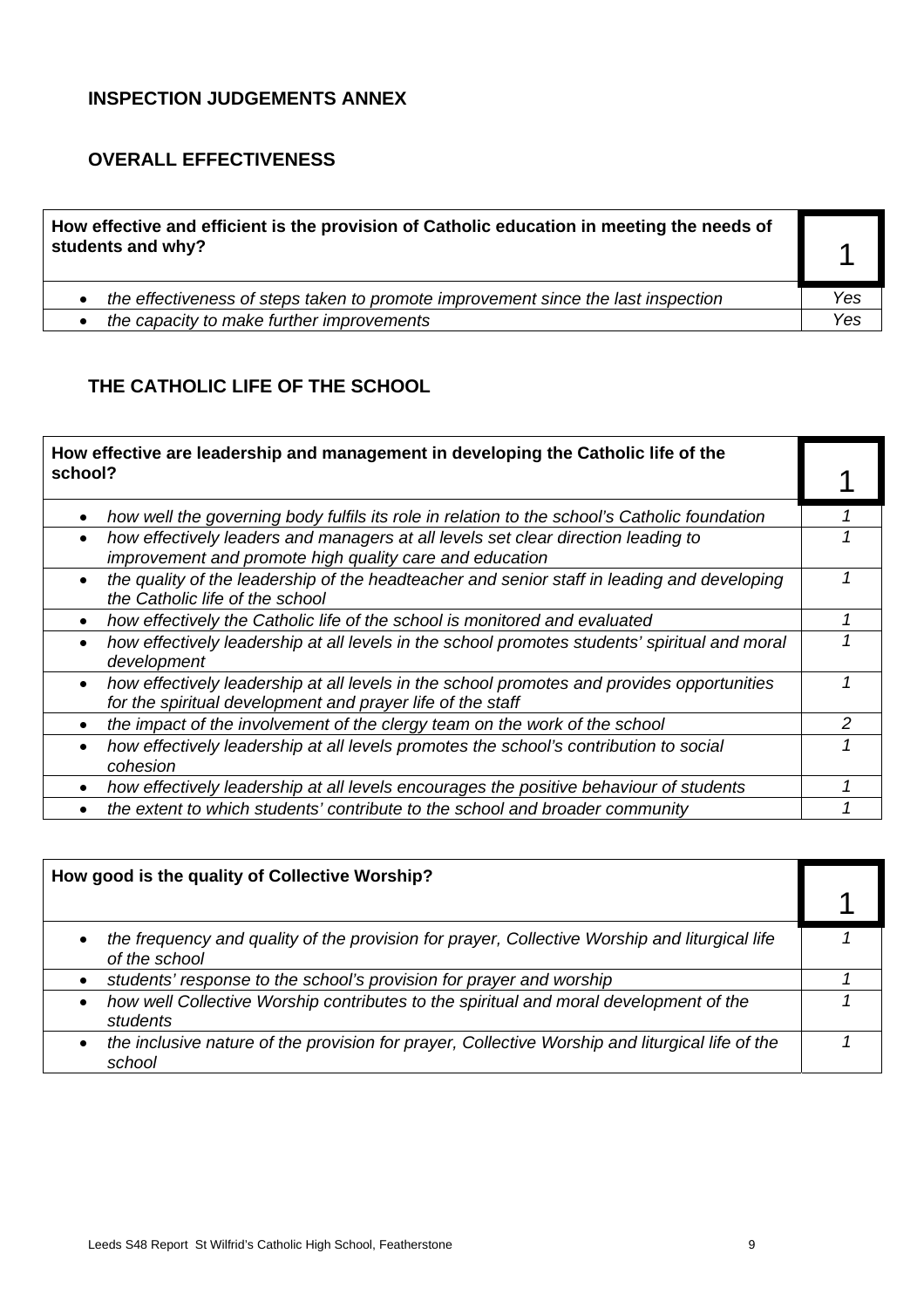## INSPECTION JUDGEMENTS ANNEX

## OVERALL EFFECTIVENESS

| **How effective and efficient is the provision of Catholic education in meeting the needs of students and why?** | **1** |
|---|---|
| • *the effectiveness of steps taken to promote improvement since the last inspection* | *Yes* |
| • *the capacity to make further improvements* | *Yes* |

## THE CATHOLIC LIFE OF THE SCHOOL

| **How effective are leadership and management in developing the Catholic life of the school?** | **1** |
|---|---|
| • *how well the governing body fulfils its role in relation to the school's Catholic foundation* | *1* |
| • *how effectively leaders and managers at all levels set clear direction leading to improvement and promote high quality care and education* | *1* |
| • *the quality of the leadership of the headteacher and senior staff in leading and developing the Catholic life of the school* | *1* |
| • *how effectively the Catholic life of the school is monitored and evaluated* | *1* |
| • *how effectively leadership at all levels in the school promotes students' spiritual and moral development* | *1* |
| • *how effectively leadership at all levels in the school promotes and provides opportunities for the spiritual development and prayer life of the staff* | *1* |
| • *the impact of the involvement of the clergy team on the work of the school* | *2* |
| • *how effectively leadership at all levels promotes the school's contribution to social cohesion* | *1* |
| • *how effectively leadership at all levels encourages the positive behaviour of students* | *1* |
| • *the extent to which students' contribute to the school and broader community* | *1* |

| **How good is the quality of Collective Worship?** | **1** |
|---|---|
| • *the frequency and quality of the provision for prayer, Collective Worship and liturgical life of the school* | *1* |
| • *students' response to the school's provision for prayer and worship* | *1* |
| • *how well Collective Worship contributes to the spiritual and moral development of the students* | *1* |
| • *the inclusive nature of the provision for prayer, Collective Worship and liturgical life of the school* | *1* |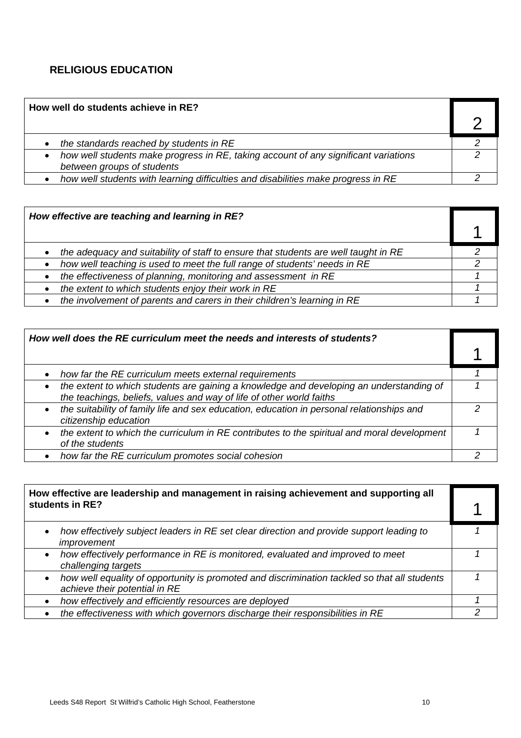## RELIGIOUS EDUCATION

| How well do students achieve in RE? | 2 |
|---|---|
| • *the standards reached by students in RE* | *2* |
| • *how well students make progress in RE, taking account of any significant variations between groups of students* | *2* |
| • *how well students with learning difficulties and disabilities make progress in RE* | *2* |

| *How effective are teaching and learning in RE?* | 1 |
|---|---|
| • *the adequacy and suitability of staff to ensure that students are well taught in RE* | *2* |
| • *how well teaching is used to meet the full range of students' needs in RE* | *2* |
| • *the effectiveness of planning, monitoring and assessment in RE* | *1* |
| • *the extent to which students enjoy their work in RE* | *1* |
| • *the involvement of parents and carers in their children's learning in RE* | *1* |

| *How well does the RE curriculum meet the needs and interests of students?* | 1 |
|---|---|
| • *how far the RE curriculum meets external requirements* | *1* |
| • *the extent to which students are gaining a knowledge and developing an understanding of the teachings, beliefs, values and way of life of other world faiths* | *1* |
| • *the suitability of family life and sex education, education in personal relationships and citizenship education* | *2* |
| • *the extent to which the curriculum in RE contributes to the spiritual and moral development of the students* | *1* |
| • *how far the RE curriculum promotes social cohesion* | *2* |

| How effective are leadership and management in raising achievement and supporting all students in RE? | 1 |
|---|---|
| • *how effectively subject leaders in RE set clear direction and provide support leading to improvement* | *1* |
| • *how effectively performance in RE is monitored, evaluated and improved to meet challenging targets* | *1* |
| • *how well equality of opportunity is promoted and discrimination tackled so that all students achieve their potential in RE* | *1* |
| • *how effectively and efficiently resources are deployed* | *1* |
| • *the effectiveness with which governors discharge their responsibilities in RE* | *2* |